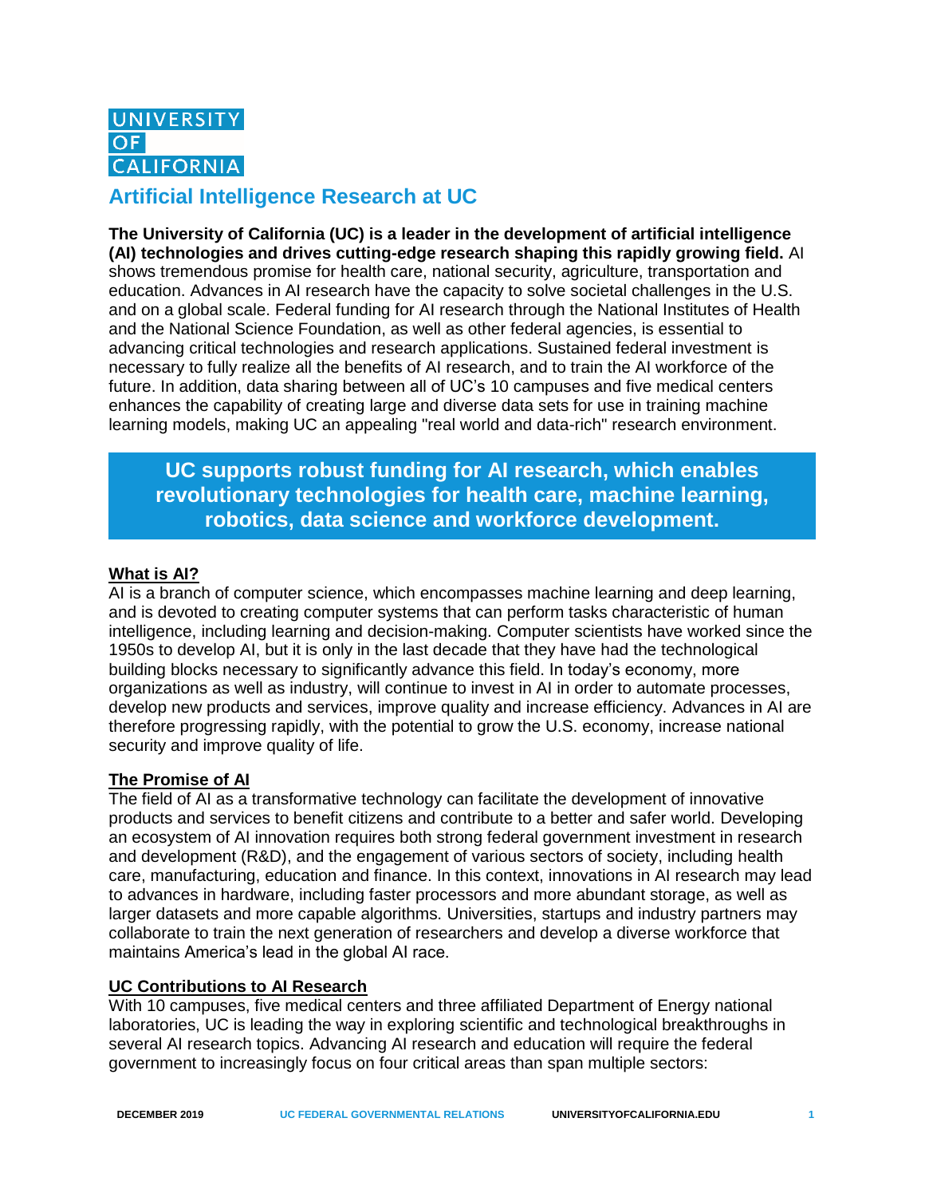UNIVERSITY OF CALIFORNIA

# Artificial Intelligence Research at UC

**The University of California (UC) is a leader in the development of artificial intelligence (AI) technologies and drives cutting-edge research shaping this rapidly growing field.** AI shows tremendous promise for health care, national security, agriculture, transportation and education. Advances in AI research have the capacity to solve societal challenges in the U.S. and on a global scale. Federal funding for AI research through the National Institutes of Health and the National Science Foundation, as well as other federal agencies, is essential to advancing critical technologies and research applications. Sustained federal investment is necessary to fully realize all the benefits of AI research, and to train the AI workforce of the future. In addition, data sharing between all of UC's 10 campuses and five medical centers enhances the capability of creating large and diverse data sets for use in training machine learning models, making UC an appealing "real world and data-rich" research environment.

**UC supports robust funding for AI research, which enables revolutionary technologies for health care, machine learning, robotics, data science and workforce development.**

## What is AI?

AI is a branch of computer science, which encompasses machine learning and deep learning, and is devoted to creating computer systems that can perform tasks characteristic of human intelligence, including learning and decision-making. Computer scientists have worked since the 1950s to develop AI, but it is only in the last decade that they have had the technological building blocks necessary to significantly advance this field. In today's economy, more organizations as well as industry, will continue to invest in AI in order to automate processes, develop new products and services, improve quality and increase efficiency. Advances in AI are therefore progressing rapidly, with the potential to grow the U.S. economy, increase national security and improve quality of life.

## The Promise of AI

The field of AI as a transformative technology can facilitate the development of innovative products and services to benefit citizens and contribute to a better and safer world. Developing an ecosystem of AI innovation requires both strong federal government investment in research and development (R&D), and the engagement of various sectors of society, including health care, manufacturing, education and finance. In this context, innovations in AI research may lead to advances in hardware, including faster processors and more abundant storage, as well as larger datasets and more capable algorithms. Universities, startups and industry partners may collaborate to train the next generation of researchers and develop a diverse workforce that maintains America's lead in the global AI race.

## UC Contributions to AI Research

With 10 campuses, five medical centers and three affiliated Department of Energy national laboratories, UC is leading the way in exploring scientific and technological breakthroughs in several AI research topics. Advancing AI research and education will require the federal government to increasingly focus on four critical areas than span multiple sectors: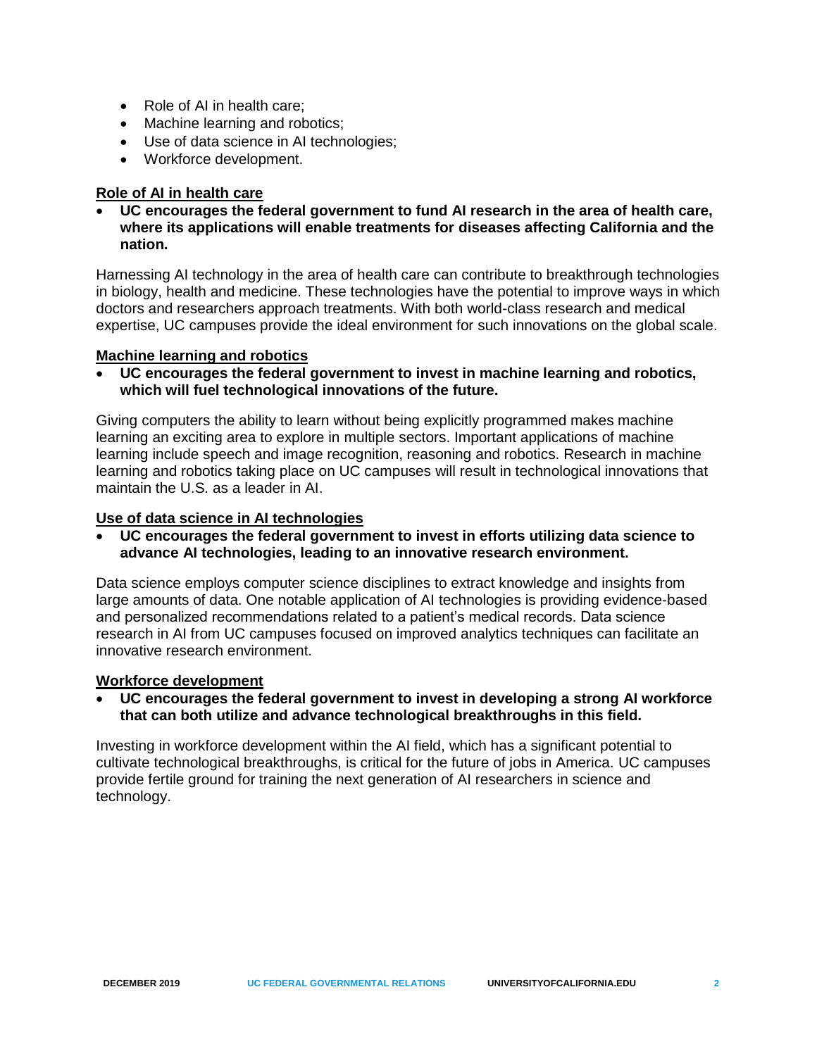- Role of AI in health care;
- Machine learning and robotics;
- Use of data science in AI technologies;
- Workforce development.

## Role of AI in health care

- **UC encourages the federal government to fund AI research in the area of health care, where its applications will enable treatments for diseases affecting California and the nation.**

Harnessing AI technology in the area of health care can contribute to breakthrough technologies in biology, health and medicine. These technologies have the potential to improve ways in which doctors and researchers approach treatments. With both world-class research and medical expertise, UC campuses provide the ideal environment for such innovations on the global scale.

## Machine learning and robotics

- **UC encourages the federal government to invest in machine learning and robotics, which will fuel technological innovations of the future.**

Giving computers the ability to learn without being explicitly programmed makes machine learning an exciting area to explore in multiple sectors. Important applications of machine learning include speech and image recognition, reasoning and robotics. Research in machine learning and robotics taking place on UC campuses will result in technological innovations that maintain the U.S. as a leader in AI.

## Use of data science in AI technologies

- **UC encourages the federal government to invest in efforts utilizing data science to advance AI technologies, leading to an innovative research environment.**

Data science employs computer science disciplines to extract knowledge and insights from large amounts of data. One notable application of AI technologies is providing evidence-based and personalized recommendations related to a patient's medical records. Data science research in AI from UC campuses focused on improved analytics techniques can facilitate an innovative research environment.

## Workforce development

- **UC encourages the federal government to invest in developing a strong AI workforce that can both utilize and advance technological breakthroughs in this field.**

Investing in workforce development within the AI field, which has a significant potential to cultivate technological breakthroughs, is critical for the future of jobs in America. UC campuses provide fertile ground for training the next generation of AI researchers in science and technology.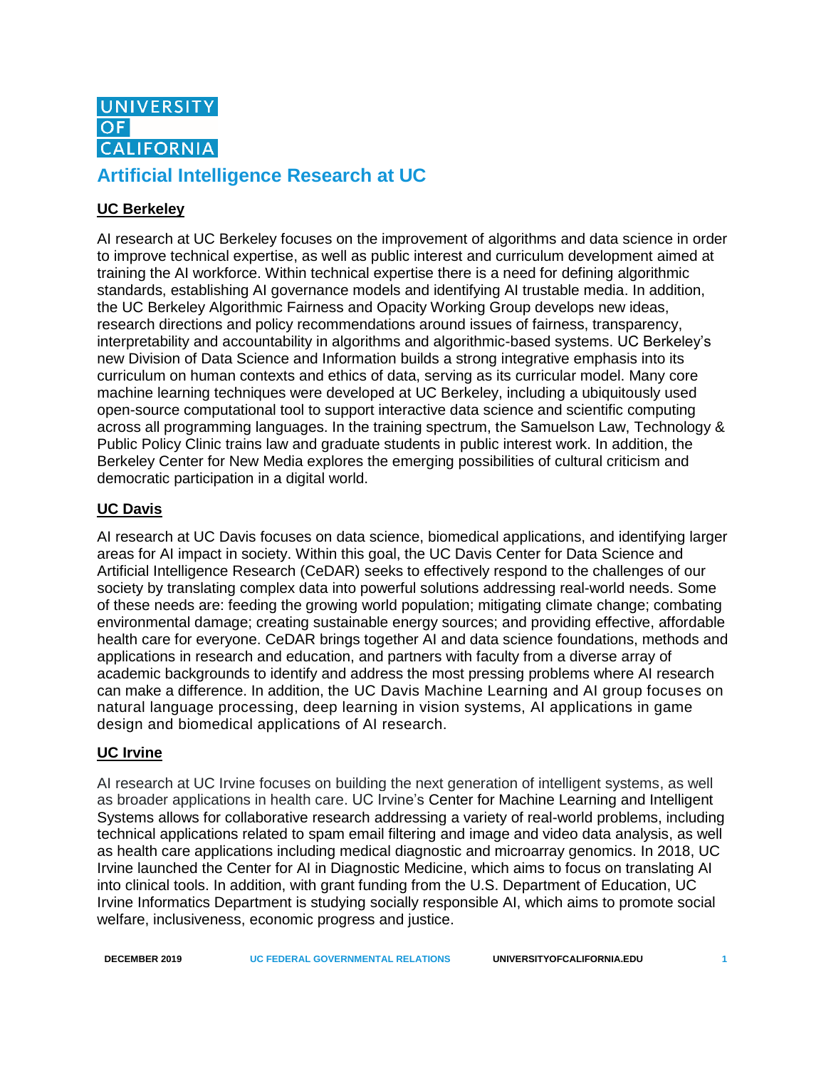UNIVERSITY OF CALIFORNIA

# Artificial Intelligence Research at UC

## UC Berkeley

AI research at UC Berkeley focuses on the improvement of algorithms and data science in order to improve technical expertise, as well as public interest and curriculum development aimed at training the AI workforce. Within technical expertise there is a need for defining algorithmic standards, establishing AI governance models and identifying AI trustable media. In addition, the UC Berkeley Algorithmic Fairness and Opacity Working Group develops new ideas, research directions and policy recommendations around issues of fairness, transparency, interpretability and accountability in algorithms and algorithmic-based systems. UC Berkeley's new Division of Data Science and Information builds a strong integrative emphasis into its curriculum on human contexts and ethics of data, serving as its curricular model. Many core machine learning techniques were developed at UC Berkeley, including a ubiquitously used open-source computational tool to support interactive data science and scientific computing across all programming languages. In the training spectrum, the Samuelson Law, Technology & Public Policy Clinic trains law and graduate students in public interest work. In addition, the Berkeley Center for New Media explores the emerging possibilities of cultural criticism and democratic participation in a digital world.

## UC Davis

AI research at UC Davis focuses on data science, biomedical applications, and identifying larger areas for AI impact in society. Within this goal, the UC Davis Center for Data Science and Artificial Intelligence Research (CeDAR) seeks to effectively respond to the challenges of our society by translating complex data into powerful solutions addressing real-world needs. Some of these needs are: feeding the growing world population; mitigating climate change; combating environmental damage; creating sustainable energy sources; and providing effective, affordable health care for everyone. CeDAR brings together AI and data science foundations, methods and applications in research and education, and partners with faculty from a diverse array of academic backgrounds to identify and address the most pressing problems where AI research can make a difference. In addition, the UC Davis Machine Learning and AI group focuses on natural language processing, deep learning in vision systems, AI applications in game design and biomedical applications of AI research.

## UC Irvine

AI research at UC Irvine focuses on building the next generation of intelligent systems, as well as broader applications in health care. UC Irvine's Center for Machine Learning and Intelligent Systems allows for collaborative research addressing a variety of real-world problems, including technical applications related to spam email filtering and image and video data analysis, as well as health care applications including medical diagnostic and microarray genomics. In 2018, UC Irvine launched the Center for AI in Diagnostic Medicine, which aims to focus on translating AI into clinical tools. In addition, with grant funding from the U.S. Department of Education, UC Irvine Informatics Department is studying socially responsible AI, which aims to promote social welfare, inclusiveness, economic progress and justice.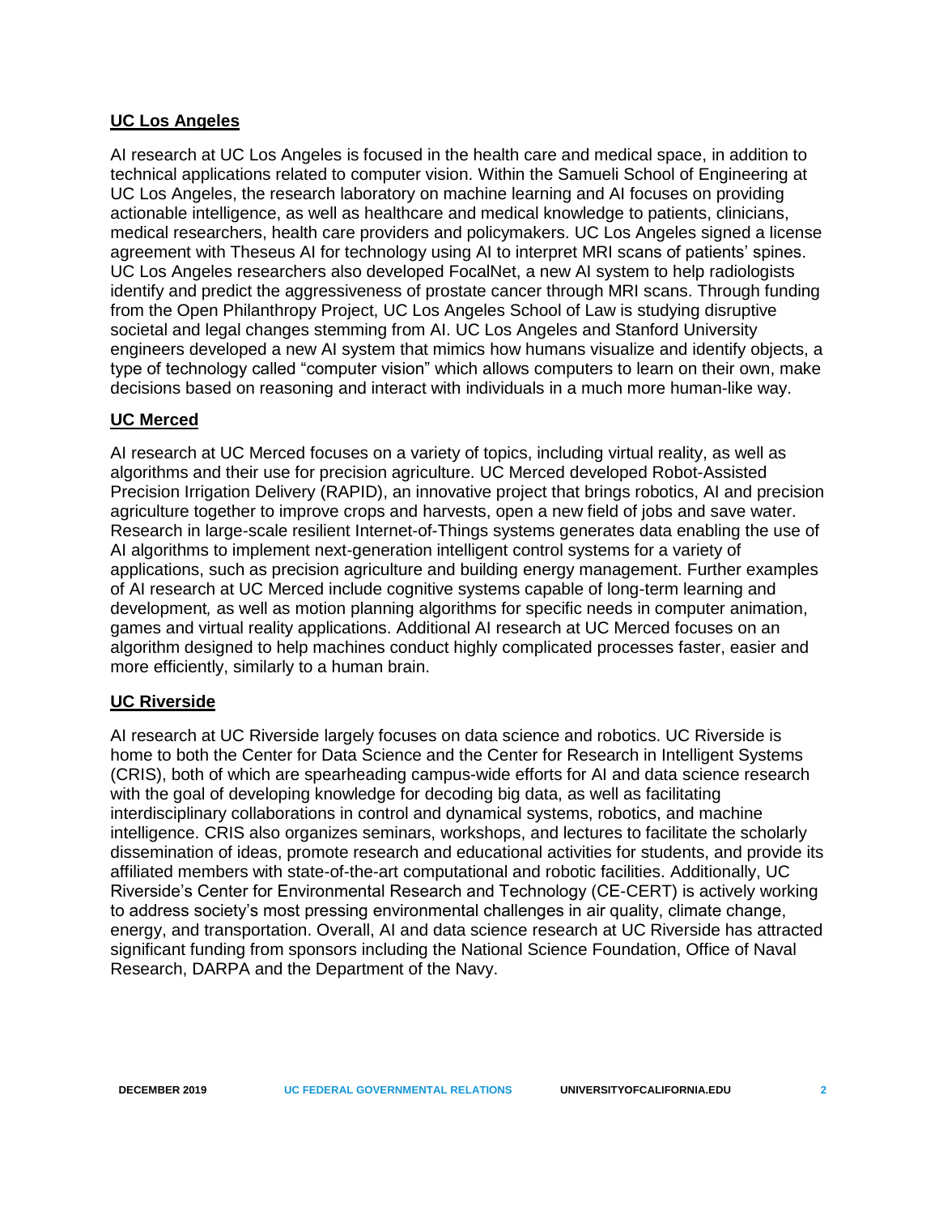## UC Los Angeles

AI research at UC Los Angeles is focused in the health care and medical space, in addition to technical applications related to computer vision. Within the Samueli School of Engineering at UC Los Angeles, the research laboratory on machine learning and AI focuses on providing actionable intelligence, as well as healthcare and medical knowledge to patients, clinicians, medical researchers, health care providers and policymakers. UC Los Angeles signed a license agreement with Theseus AI for technology using AI to interpret MRI scans of patients' spines. UC Los Angeles researchers also developed FocalNet, a new AI system to help radiologists identify and predict the aggressiveness of prostate cancer through MRI scans. Through funding from the Open Philanthropy Project, UC Los Angeles School of Law is studying disruptive societal and legal changes stemming from AI. UC Los Angeles and Stanford University engineers developed a new AI system that mimics how humans visualize and identify objects, a type of technology called "computer vision" which allows computers to learn on their own, make decisions based on reasoning and interact with individuals in a much more human-like way.

## UC Merced

AI research at UC Merced focuses on a variety of topics, including virtual reality, as well as algorithms and their use for precision agriculture. UC Merced developed Robot-Assisted Precision Irrigation Delivery (RAPID), an innovative project that brings robotics, AI and precision agriculture together to improve crops and harvests, open a new field of jobs and save water. Research in large-scale resilient Internet-of-Things systems generates data enabling the use of AI algorithms to implement next-generation intelligent control systems for a variety of applications, such as precision agriculture and building energy management. Further examples of AI research at UC Merced include cognitive systems capable of long-term learning and development, as well as motion planning algorithms for specific needs in computer animation, games and virtual reality applications. Additional AI research at UC Merced focuses on an algorithm designed to help machines conduct highly complicated processes faster, easier and more efficiently, similarly to a human brain.

## UC Riverside

AI research at UC Riverside largely focuses on data science and robotics. UC Riverside is home to both the Center for Data Science and the Center for Research in Intelligent Systems (CRIS), both of which are spearheading campus-wide efforts for AI and data science research with the goal of developing knowledge for decoding big data, as well as facilitating interdisciplinary collaborations in control and dynamical systems, robotics, and machine intelligence. CRIS also organizes seminars, workshops, and lectures to facilitate the scholarly dissemination of ideas, promote research and educational activities for students, and provide its affiliated members with state-of-the-art computational and robotic facilities. Additionally, UC Riverside's Center for Environmental Research and Technology (CE-CERT) is actively working to address society's most pressing environmental challenges in air quality, climate change, energy, and transportation. Overall, AI and data science research at UC Riverside has attracted significant funding from sponsors including the National Science Foundation, Office of Naval Research, DARPA and the Department of the Navy.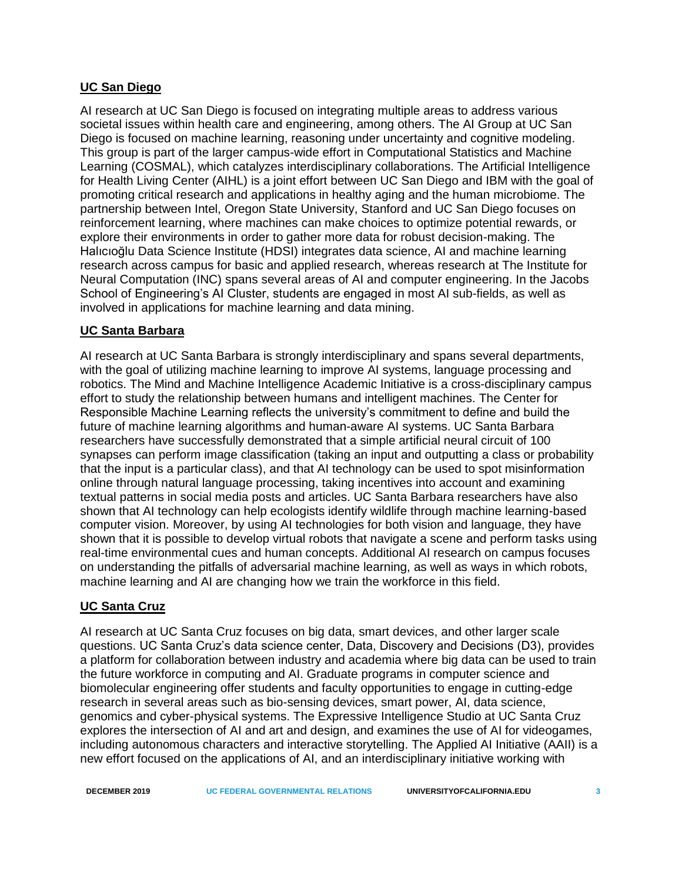## UC San Diego

AI research at UC San Diego is focused on integrating multiple areas to address various societal issues within health care and engineering, among others. The AI Group at UC San Diego is focused on machine learning, reasoning under uncertainty and cognitive modeling. This group is part of the larger campus-wide effort in Computational Statistics and Machine Learning (COSMAL), which catalyzes interdisciplinary collaborations. The Artificial Intelligence for Health Living Center (AIHL) is a joint effort between UC San Diego and IBM with the goal of promoting critical research and applications in healthy aging and the human microbiome. The partnership between Intel, Oregon State University, Stanford and UC San Diego focuses on reinforcement learning, where machines can make choices to optimize potential rewards, or explore their environments in order to gather more data for robust decision-making. The Halıcıoğlu Data Science Institute (HDSI) integrates data science, AI and machine learning research across campus for basic and applied research, whereas research at The Institute for Neural Computation (INC) spans several areas of AI and computer engineering. In the Jacobs School of Engineering's AI Cluster, students are engaged in most AI sub-fields, as well as involved in applications for machine learning and data mining.

## UC Santa Barbara

AI research at UC Santa Barbara is strongly interdisciplinary and spans several departments, with the goal of utilizing machine learning to improve AI systems, language processing and robotics. The Mind and Machine Intelligence Academic Initiative is a cross-disciplinary campus effort to study the relationship between humans and intelligent machines. The Center for Responsible Machine Learning reflects the university's commitment to define and build the future of machine learning algorithms and human-aware AI systems. UC Santa Barbara researchers have successfully demonstrated that a simple artificial neural circuit of 100 synapses can perform image classification (taking an input and outputting a class or probability that the input is a particular class), and that AI technology can be used to spot misinformation online through natural language processing, taking incentives into account and examining textual patterns in social media posts and articles. UC Santa Barbara researchers have also shown that AI technology can help ecologists identify wildlife through machine learning-based computer vision. Moreover, by using AI technologies for both vision and language, they have shown that it is possible to develop virtual robots that navigate a scene and perform tasks using real-time environmental cues and human concepts. Additional AI research on campus focuses on understanding the pitfalls of adversarial machine learning, as well as ways in which robots, machine learning and AI are changing how we train the workforce in this field.

## UC Santa Cruz

AI research at UC Santa Cruz focuses on big data, smart devices, and other larger scale questions. UC Santa Cruz's data science center, Data, Discovery and Decisions (D3), provides a platform for collaboration between industry and academia where big data can be used to train the future workforce in computing and AI. Graduate programs in computer science and biomolecular engineering offer students and faculty opportunities to engage in cutting-edge research in several areas such as bio-sensing devices, smart power, AI, data science, genomics and cyber-physical systems. The Expressive Intelligence Studio at UC Santa Cruz explores the intersection of AI and art and design, and examines the use of AI for videogames, including autonomous characters and interactive storytelling. The Applied AI Initiative (AAII) is a new effort focused on the applications of AI, and an interdisciplinary initiative working with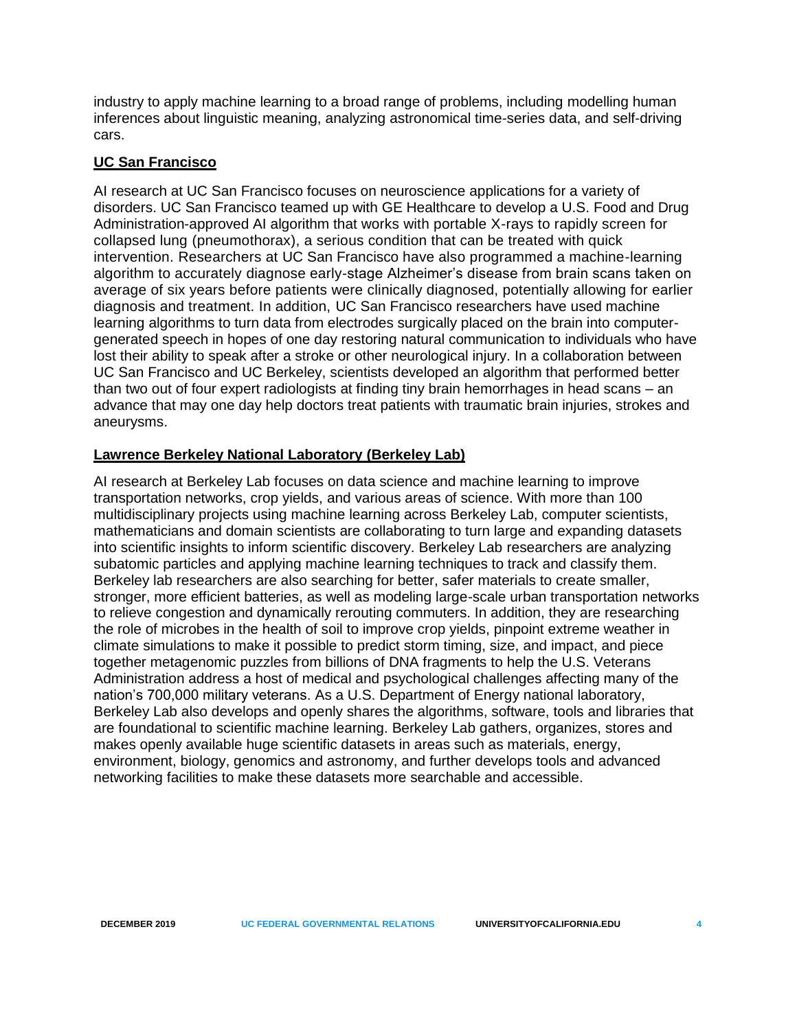industry to apply machine learning to a broad range of problems, including modelling human inferences about linguistic meaning, analyzing astronomical time-series data, and self-driving cars.

## UC San Francisco

AI research at UC San Francisco focuses on neuroscience applications for a variety of disorders. UC San Francisco teamed up with GE Healthcare to develop a U.S. Food and Drug Administration-approved AI algorithm that works with portable X-rays to rapidly screen for collapsed lung (pneumothorax), a serious condition that can be treated with quick intervention. Researchers at UC San Francisco have also programmed a machine-learning algorithm to accurately diagnose early-stage Alzheimer's disease from brain scans taken on average of six years before patients were clinically diagnosed, potentially allowing for earlier diagnosis and treatment. In addition, UC San Francisco researchers have used machine learning algorithms to turn data from electrodes surgically placed on the brain into computer-generated speech in hopes of one day restoring natural communication to individuals who have lost their ability to speak after a stroke or other neurological injury. In a collaboration between UC San Francisco and UC Berkeley, scientists developed an algorithm that performed better than two out of four expert radiologists at finding tiny brain hemorrhages in head scans – an advance that may one day help doctors treat patients with traumatic brain injuries, strokes and aneurysms.

## Lawrence Berkeley National Laboratory (Berkeley Lab)

AI research at Berkeley Lab focuses on data science and machine learning to improve transportation networks, crop yields, and various areas of science. With more than 100 multidisciplinary projects using machine learning across Berkeley Lab, computer scientists, mathematicians and domain scientists are collaborating to turn large and expanding datasets into scientific insights to inform scientific discovery. Berkeley Lab researchers are analyzing subatomic particles and applying machine learning techniques to track and classify them. Berkeley lab researchers are also searching for better, safer materials to create smaller, stronger, more efficient batteries, as well as modeling large-scale urban transportation networks to relieve congestion and dynamically rerouting commuters. In addition, they are researching the role of microbes in the health of soil to improve crop yields, pinpoint extreme weather in climate simulations to make it possible to predict storm timing, size, and impact, and piece together metagenomic puzzles from billions of DNA fragments to help the U.S. Veterans Administration address a host of medical and psychological challenges affecting many of the nation's 700,000 military veterans. As a U.S. Department of Energy national laboratory, Berkeley Lab also develops and openly shares the algorithms, software, tools and libraries that are foundational to scientific machine learning. Berkeley Lab gathers, organizes, stores and makes openly available huge scientific datasets in areas such as materials, energy, environment, biology, genomics and astronomy, and further develops tools and advanced networking facilities to make these datasets more searchable and accessible.